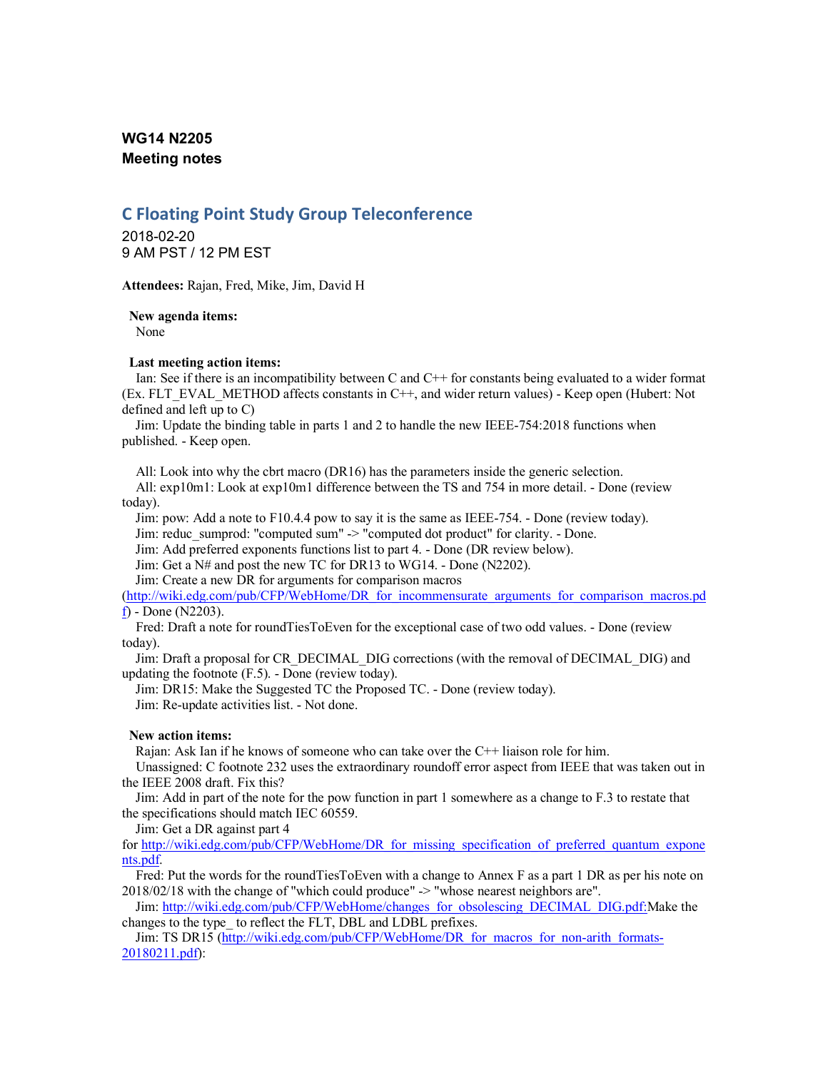**WG14 N2205**
**Meeting notes**

## C Floating Point Study Group Teleconference

2018-02-20
9 AM PST / 12 PM EST

**Attendees:** Rajan, Fred, Mike, Jim, David H

**New agenda items:**
None

**Last meeting action items:**

Ian: See if there is an incompatibility between C and C++ for constants being evaluated to a wider format (Ex. FLT_EVAL_METHOD affects constants in C++, and wider return values) - Keep open (Hubert: Not defined and left up to C)

Jim: Update the binding table in parts 1 and 2 to handle the new IEEE-754:2018 functions when published. - Keep open.

All: Look into why the cbrt macro (DR16) has the parameters inside the generic selection.

All: exp10m1: Look at exp10m1 difference between the TS and 754 in more detail. - Done (review today).

Jim: pow: Add a note to F10.4.4 pow to say it is the same as IEEE-754. - Done (review today).

Jim: reduc_sumprod: "computed sum" -> "computed dot product" for clarity. - Done.

Jim: Add preferred exponents functions list to part 4. - Done (DR review below).

Jim: Get a N# and post the new TC for DR13 to WG14. - Done (N2202).

Jim: Create a new DR for arguments for comparison macros (http://wiki.edg.com/pub/CFP/WebHome/DR_for_incommensurate_arguments_for_comparison_macros.pdf) - Done (N2203).

Fred: Draft a note for roundTiesToEven for the exceptional case of two odd values. - Done (review today).

Jim: Draft a proposal for CR_DECIMAL_DIG corrections (with the removal of DECIMAL_DIG) and updating the footnote (F.5). - Done (review today).

Jim: DR15: Make the Suggested TC the Proposed TC. - Done (review today).

Jim: Re-update activities list. - Not done.

**New action items:**

Rajan: Ask Ian if he knows of someone who can take over the C++ liaison role for him.

Unassigned: C footnote 232 uses the extraordinary roundoff error aspect from IEEE that was taken out in the IEEE 2008 draft. Fix this?

Jim: Add in part of the note for the pow function in part 1 somewhere as a change to F.3 to restate that the specifications should match IEC 60559.

Jim: Get a DR against part 4 for http://wiki.edg.com/pub/CFP/WebHome/DR_for_missing_specification_of_preferred_quantum_exponents.pdf.

Fred: Put the words for the roundTiesToEven with a change to Annex F as a part 1 DR as per his note on 2018/02/18 with the change of "which could produce" -> "whose nearest neighbors are".

Jim: http://wiki.edg.com/pub/CFP/WebHome/changes_for_obsolescing_DECIMAL_DIG.pdf:Make the changes to the type_ to reflect the FLT, DBL and LDBL prefixes.

Jim: TS DR15 (http://wiki.edg.com/pub/CFP/WebHome/DR_for_macros_for_non-arith_formats-20180211.pdf):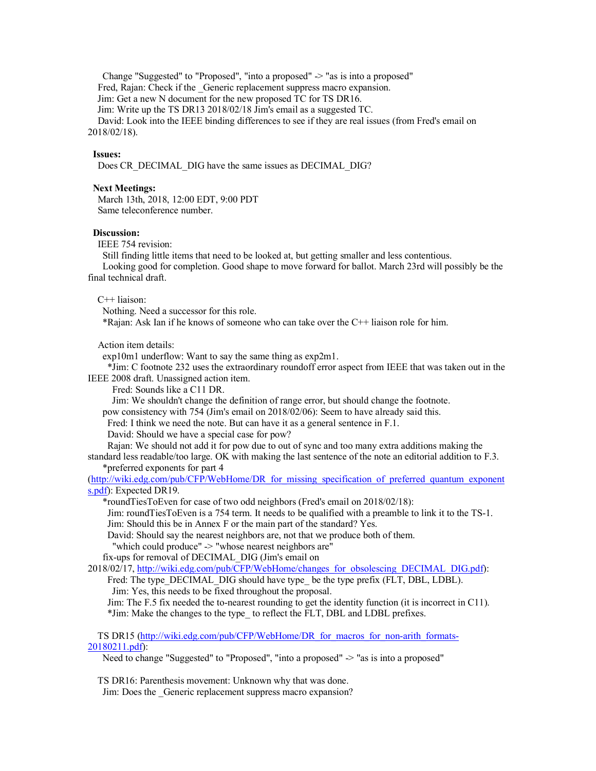Change "Suggested" to "Proposed", "into a proposed" -> "as is into a proposed"
Fred, Rajan: Check if the _Generic replacement suppress macro expansion.
Jim: Get a new N document for the new proposed TC for TS DR16.
Jim: Write up the TS DR13 2018/02/18 Jim's email as a suggested TC.
David: Look into the IEEE binding differences to see if they are real issues (from Fred's email on 2018/02/18).

**Issues:**

Does CR_DECIMAL_DIG have the same issues as DECIMAL_DIG?

**Next Meetings:**

March 13th, 2018, 12:00 EDT, 9:00 PDT
Same teleconference number.

**Discussion:**

IEEE 754 revision:
Still finding little items that need to be looked at, but getting smaller and less contentious.
Looking good for completion. Good shape to move forward for ballot. March 23rd will possibly be the final technical draft.

C++ liaison:
Nothing. Need a successor for this role.
*Rajan: Ask Ian if he knows of someone who can take over the C++ liaison role for him.

Action item details:
exp10m1 underflow: Want to say the same thing as exp2m1.
*Jim: C footnote 232 uses the extraordinary roundoff error aspect from IEEE that was taken out in the IEEE 2008 draft. Unassigned action item.
Fred: Sounds like a C11 DR.
Jim: We shouldn't change the definition of range error, but should change the footnote.
pow consistency with 754 (Jim's email on 2018/02/06): Seem to have already said this.
Fred: I think we need the note. But can have it as a general sentence in F.1.
David: Should we have a special case for pow?
Rajan: We should not add it for pow due to out of sync and too many extra additions making the standard less readable/too large. OK with making the last sentence of the note an editorial addition to F.3.
*preferred exponents for part 4 (http://wiki.edg.com/pub/CFP/WebHome/DR_for_missing_specification_of_preferred_quantum_exponents.pdf): Expected DR19.
*roundTiesToEven for case of two odd neighbors (Fred's email on 2018/02/18):
Jim: roundTiesToEven is a 754 term. It needs to be qualified with a preamble to link it to the TS-1.
Jim: Should this be in Annex F or the main part of the standard? Yes.
David: Should say the nearest neighbors are, not that we produce both of them.
"which could produce" -> "whose nearest neighbors are"
fix-ups for removal of DECIMAL_DIG (Jim's email on 2018/02/17, http://wiki.edg.com/pub/CFP/WebHome/changes_for_obsolescing_DECIMAL_DIG.pdf):
Fred: The type_DECIMAL_DIG should have type_ be the type prefix (FLT, DBL, LDBL).
Jim: Yes, this needs to be fixed throughout the proposal.
Jim: The F.5 fix needed the to-nearest rounding to get the identity function (it is incorrect in C11).
*Jim: Make the changes to the type_ to reflect the FLT, DBL and LDBL prefixes.

TS DR15 (http://wiki.edg.com/pub/CFP/WebHome/DR_for_macros_for_non-arith_formats-20180211.pdf):
Need to change "Suggested" to "Proposed", "into a proposed" -> "as is into a proposed"

TS DR16: Parenthesis movement: Unknown why that was done.
Jim: Does the _Generic replacement suppress macro expansion?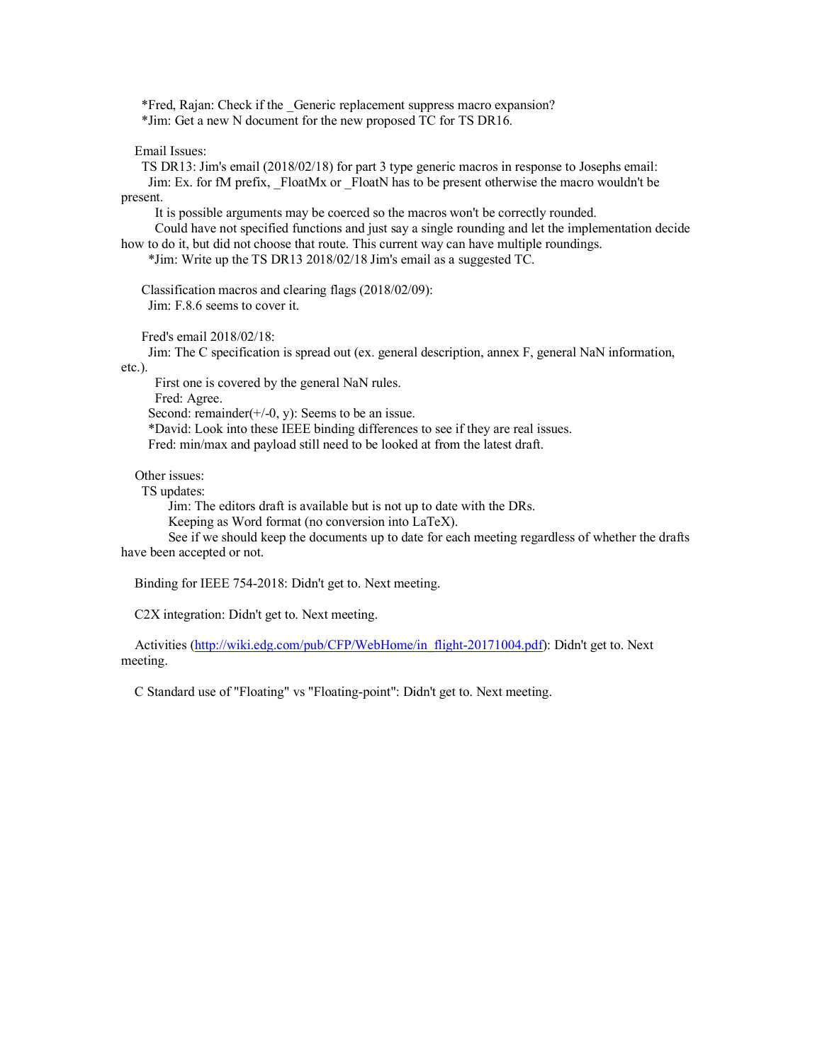*Fred, Rajan: Check if the _Generic replacement suppress macro expansion?
*Jim: Get a new N document for the new proposed TC for TS DR16.

Email Issues:

TS DR13: Jim's email (2018/02/18) for part 3 type generic macros in response to Josephs email:
Jim: Ex. for fM prefix, _FloatMx or _FloatN has to be present otherwise the macro wouldn't be present.
It is possible arguments may be coerced so the macros won't be correctly rounded.
Could have not specified functions and just say a single rounding and let the implementation decide how to do it, but did not choose that route. This current way can have multiple roundings.
*Jim: Write up the TS DR13 2018/02/18 Jim's email as a suggested TC.

Classification macros and clearing flags (2018/02/09):
Jim: F.8.6 seems to cover it.

Fred's email 2018/02/18:
Jim: The C specification is spread out (ex. general description, annex F, general NaN information, etc.).
First one is covered by the general NaN rules.
Fred: Agree.
Second: remainder(+/-0, y): Seems to be an issue.
*David: Look into these IEEE binding differences to see if they are real issues.
Fred: min/max and payload still need to be looked at from the latest draft.

Other issues:

TS updates:
Jim: The editors draft is available but is not up to date with the DRs.
Keeping as Word format (no conversion into LaTeX).
See if we should keep the documents up to date for each meeting regardless of whether the drafts have been accepted or not.

Binding for IEEE 754-2018: Didn't get to. Next meeting.

C2X integration: Didn't get to. Next meeting.

Activities (http://wiki.edg.com/pub/CFP/WebHome/in_flight-20171004.pdf): Didn't get to. Next meeting.

C Standard use of "Floating" vs "Floating-point": Didn't get to. Next meeting.